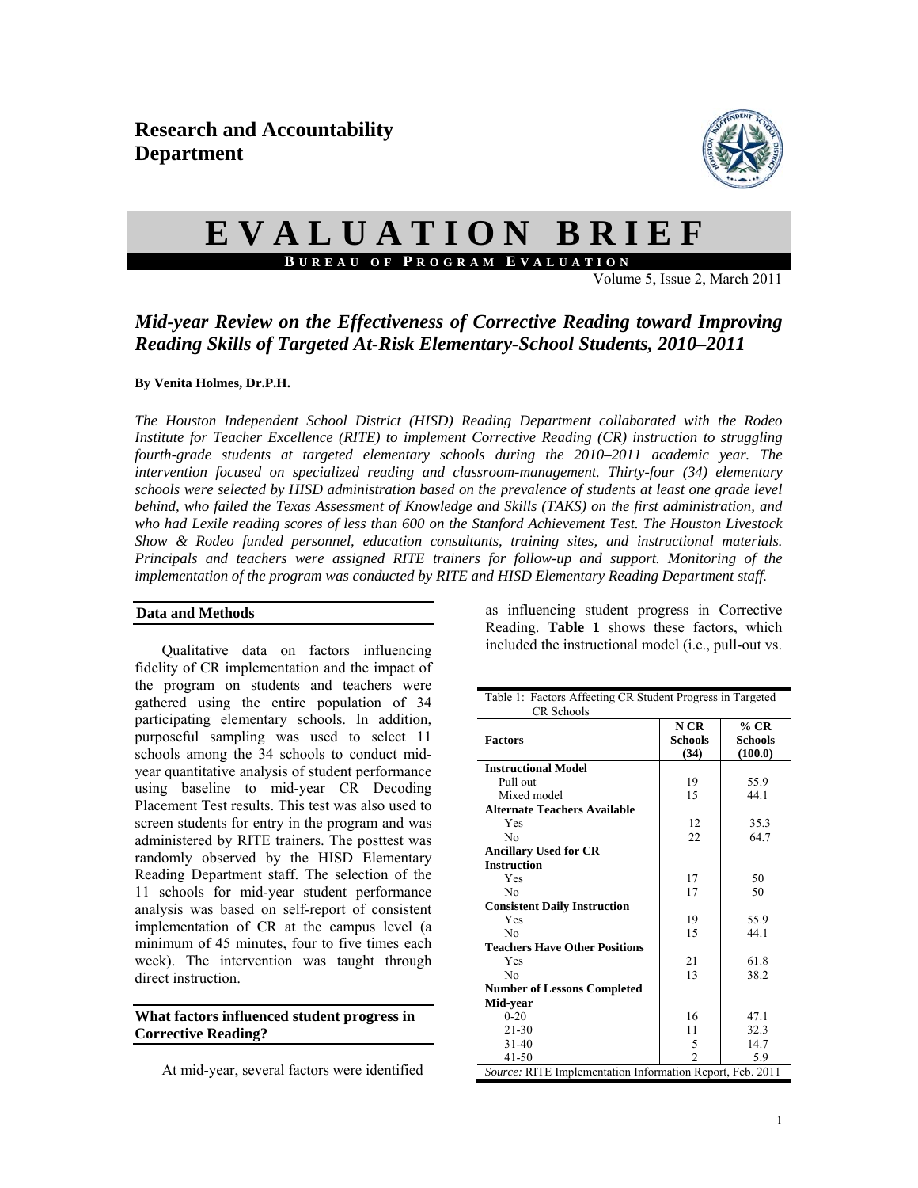## Research and Accountability Department

# EVALUATION BRIEF

**BUREAU OF PROGRAM EVALUATION**

Volume 5, Issue 2, March 2011

## *Mid-year Review on the Effectiveness of Corrective Reading toward Improving Reading Skills of Targeted At-Risk Elementary-School Students, 2010–2011*

**By Venita Holmes, Dr.P.H.**

*The Houston Independent School District (HISD) Reading Department collaborated with the Rodeo Institute for Teacher Excellence (RITE) to implement Corrective Reading (CR) instruction to struggling fourth-grade students at targeted elementary schools during the 2010–2011 academic year. The intervention focused on specialized reading and classroom-management. Thirty-four (34) elementary schools were selected by HISD administration based on the prevalence of students at least one grade level behind, who failed the Texas Assessment of Knowledge and Skills (TAKS) on the first administration, and who had Lexile reading scores of less than 600 on the Stanford Achievement Test. The Houston Livestock Show & Rodeo funded personnel, education consultants, training sites, and instructional materials. Principals and teachers were assigned RITE trainers for follow-up and support. Monitoring of the implementation of the program was conducted by RITE and HISD Elementary Reading Department staff.*

### Data and Methods

Qualitative data on factors influencing fidelity of CR implementation and the impact of the program on students and teachers were gathered using the entire population of 34 participating elementary schools. In addition, purposeful sampling was used to select 11 schools among the 34 schools to conduct mid-year quantitative analysis of student performance using baseline to mid-year CR Decoding Placement Test results. This test was also used to screen students for entry in the program and was administered by RITE trainers. The posttest was randomly observed by the HISD Elementary Reading Department staff. The selection of the 11 schools for mid-year student performance analysis was based on self-report of consistent implementation of CR at the campus level (a minimum of 45 minutes, four to five times each week). The intervention was taught through direct instruction.

### What factors influenced student progress in Corrective Reading?

At mid-year, several factors were identified as influencing student progress in Corrective Reading. **Table 1** shows these factors, which included the instructional model (i.e., pull-out vs.

Table 1: Factors Affecting CR Student Progress in Targeted CR Schools

| Factors | N CR Schools (34) | % CR Schools (100.0) |
|---|---|---|
| **Instructional Model** | | |
| Pull out | 19 | 55.9 |
| Mixed model | 15 | 44.1 |
| **Alternate Teachers Available** | | |
| Yes | 12 | 35.3 |
| No | 22 | 64.7 |
| **Ancillary Used for CR Instruction** | | |
| Yes | 17 | 50 |
| No | 17 | 50 |
| **Consistent Daily Instruction** | | |
| Yes | 19 | 55.9 |
| No | 15 | 44.1 |
| **Teachers Have Other Positions** | | |
| Yes | 21 | 61.8 |
| No | 13 | 38.2 |
| **Number of Lessons Completed Mid-year** | | |
| 0-20 | 16 | 47.1 |
| 21-30 | 11 | 32.3 |
| 31-40 | 5 | 14.7 |
| 41-50 | 2 | 5.9 |

*Source:* RITE Implementation Information Report, Feb. 2011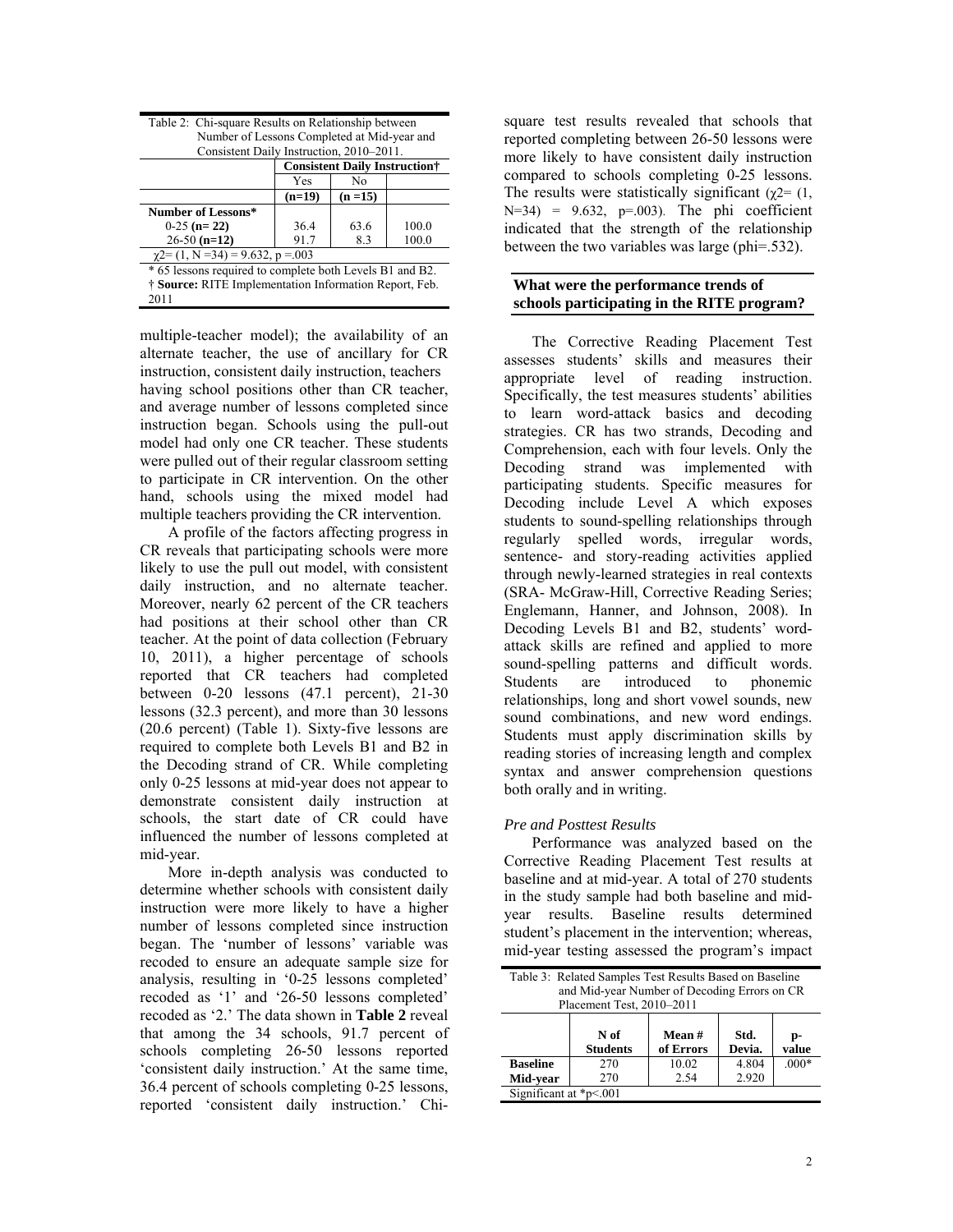Table 2: Chi-square Results on Relationship between Number of Lessons Completed at Mid-year and Consistent Daily Instruction, 2010–2011.

| | Consistent Daily Instruction† | | |
|---|---|---|---|
| | Yes | No | |
| | **(n=19)** | **(n =15)** | |
| **Number of Lessons*** | | | |
| 0-25 **(n= 22)** | 36.4 | 63.6 | 100.0 |
| 26-50 **(n=12)** | 91.7 | 8.3 | 100.0 |

$\chi2$= (1, N =34) = 9.632, p =.003

\* 65 lessons required to complete both Levels B1 and B2.
† **Source:** RITE Implementation Information Report, Feb. 2011

multiple-teacher model); the availability of an alternate teacher, the use of ancillary for CR instruction, consistent daily instruction, teachers having school positions other than CR teacher, and average number of lessons completed since instruction began. Schools using the pull-out model had only one CR teacher. These students were pulled out of their regular classroom setting to participate in CR intervention. On the other hand, schools using the mixed model had multiple teachers providing the CR intervention.

A profile of the factors affecting progress in CR reveals that participating schools were more likely to use the pull out model, with consistent daily instruction, and no alternate teacher. Moreover, nearly 62 percent of the CR teachers had positions at their school other than CR teacher. At the point of data collection (February 10, 2011), a higher percentage of schools reported that CR teachers had completed between 0-20 lessons (47.1 percent), 21-30 lessons (32.3 percent), and more than 30 lessons (20.6 percent) (Table 1). Sixty-five lessons are required to complete both Levels B1 and B2 in the Decoding strand of CR. While completing only 0-25 lessons at mid-year does not appear to demonstrate consistent daily instruction at schools, the start date of CR could have influenced the number of lessons completed at mid-year.

More in-depth analysis was conducted to determine whether schools with consistent daily instruction were more likely to have a higher number of lessons completed since instruction began. The 'number of lessons' variable was recoded to ensure an adequate sample size for analysis, resulting in '0-25 lessons completed' recoded as '1' and '26-50 lessons completed' recoded as '2.' The data shown in **Table 2** reveal that among the 34 schools, 91.7 percent of schools completing 26-50 lessons reported 'consistent daily instruction.' At the same time, 36.4 percent of schools completing 0-25 lessons, reported 'consistent daily instruction.' Chi-square test results revealed that schools that reported completing between 26-50 lessons were more likely to have consistent daily instruction compared to schools completing 0-25 lessons. The results were statistically significant ($\chi2$= (1, N=34) = 9.632, p=.003). The phi coefficient indicated that the strength of the relationship between the two variables was large (phi=.532).

## What were the performance trends of schools participating in the RITE program?

The Corrective Reading Placement Test assesses students' skills and measures their appropriate level of reading instruction. Specifically, the test measures students' abilities to learn word-attack basics and decoding strategies. CR has two strands, Decoding and Comprehension, each with four levels. Only the Decoding strand was implemented with participating students. Specific measures for Decoding include Level A which exposes students to sound-spelling relationships through regularly spelled words, irregular words, sentence- and story-reading activities applied through newly-learned strategies in real contexts (SRA- McGraw-Hill, Corrective Reading Series; Englemann, Hanner, and Johnson, 2008). In Decoding Levels B1 and B2, students' word-attack skills are refined and applied to more sound-spelling patterns and difficult words. Students are introduced to phonemic relationships, long and short vowel sounds, new sound combinations, and new word endings. Students must apply discrimination skills by reading stories of increasing length and complex syntax and answer comprehension questions both orally and in writing.

### *Pre and Posttest Results*

Performance was analyzed based on the Corrective Reading Placement Test results at baseline and at mid-year. A total of 270 students in the study sample had both baseline and mid-year results. Baseline results determined student's placement in the intervention; whereas, mid-year testing assessed the program's impact

Table 3: Related Samples Test Results Based on Baseline and Mid-year Number of Decoding Errors on CR Placement Test, 2010–2011

| | N of Students | Mean # of Errors | Std. Devia. | p-value |
|---|---|---|---|---|
| **Baseline** | 270 | 10.02 | 4.804 | .000* |
| **Mid-year** | 270 | 2.54 | 2.920 | |

Significant at *p<.001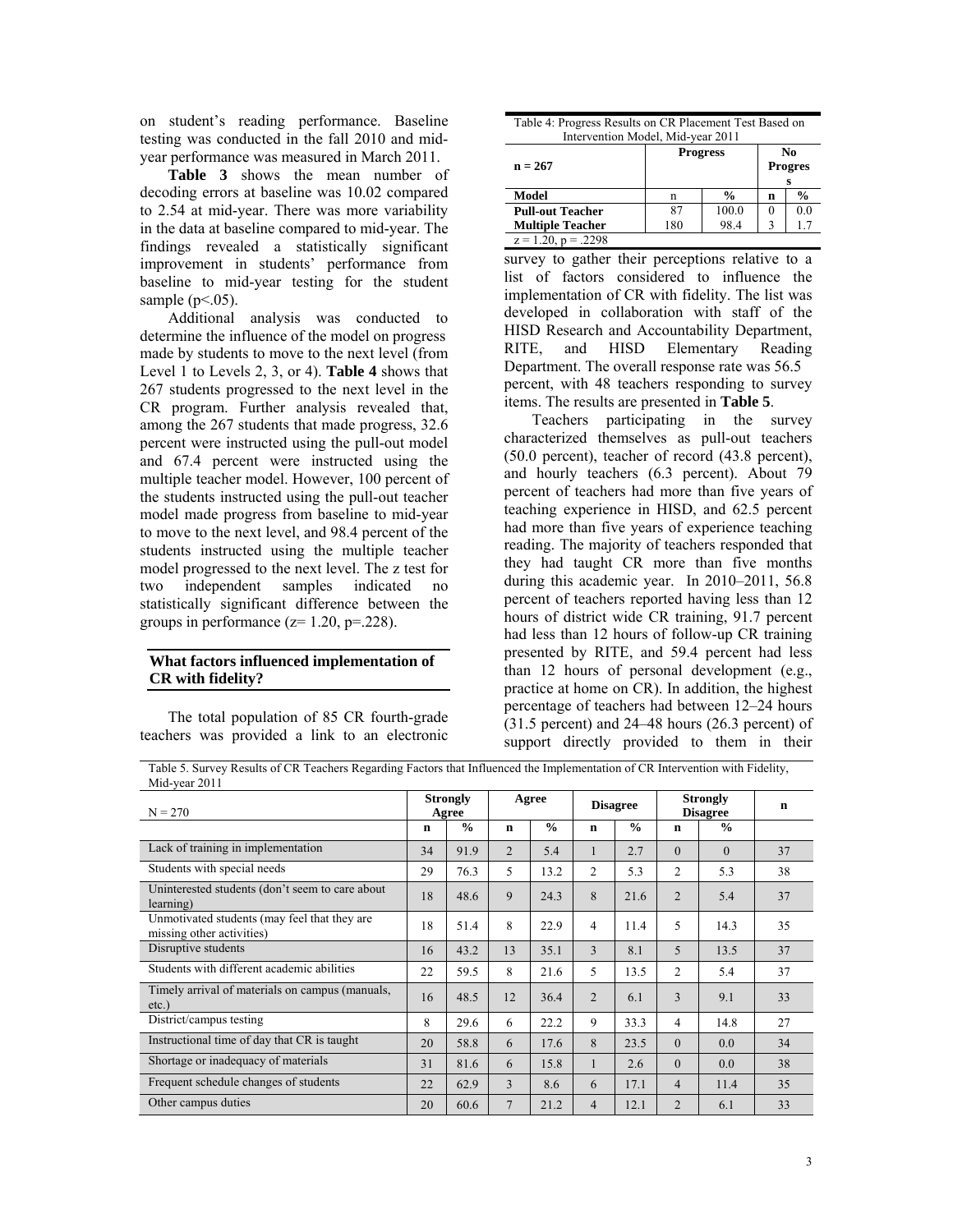on student's reading performance. Baseline testing was conducted in the fall 2010 and mid-year performance was measured in March 2011.

**Table 3** shows the mean number of decoding errors at baseline was 10.02 compared to 2.54 at mid-year. There was more variability in the data at baseline compared to mid-year. The findings revealed a statistically significant improvement in students' performance from baseline to mid-year testing for the student sample ($p<.05$).

Additional analysis was conducted to determine the influence of the model on progress made by students to move to the next level (from Level 1 to Levels 2, 3, or 4). **Table 4** shows that 267 students progressed to the next level in the CR program. Further analysis revealed that, among the 267 students that made progress, 32.6 percent were instructed using the pull-out model and 67.4 percent were instructed using the multiple teacher model. However, 100 percent of the students instructed using the pull-out teacher model made progress from baseline to mid-year to move to the next level, and 98.4 percent of the students instructed using the multiple teacher model progressed to the next level. The z test for two independent samples indicated no statistically significant difference between the groups in performance ($z= 1.20$, $p=.228$).

Table 4: Progress Results on CR Placement Test Based on Intervention Model, Mid-year 2011

| n = 267 | Progress | | No Progress | |
|---|---|---|---|---|
| Model | n | % | n | % |
| **Pull-out Teacher** | 87 | 100.0 | 0 | 0.0 |
| **Multiple Teacher** | 180 | 98.4 | 3 | 1.7 |
| $z = 1.20$, $p = .2298$ | | | | |

## What factors influenced implementation of CR with fidelity?

The total population of 85 CR fourth-grade teachers was provided a link to an electronic survey to gather their perceptions relative to a list of factors considered to influence the implementation of CR with fidelity. The list was developed in collaboration with staff of the HISD Research and Accountability Department, RITE, and HISD Elementary Reading Department. The overall response rate was 56.5 percent, with 48 teachers responding to survey items. The results are presented in **Table 5**.

Teachers participating in the survey characterized themselves as pull-out teachers (50.0 percent), teacher of record (43.8 percent), and hourly teachers (6.3 percent). About 79 percent of teachers had more than five years of teaching experience in HISD, and 62.5 percent had more than five years of experience teaching reading. The majority of teachers responded that they had taught CR more than five months during this academic year. In 2010–2011, 56.8 percent of teachers reported having less than 12 hours of district wide CR training, 91.7 percent had less than 12 hours of follow-up CR training presented by RITE, and 59.4 percent had less than 12 hours of personal development (e.g., practice at home on CR). In addition, the highest percentage of teachers had between 12–24 hours (31.5 percent) and 24–48 hours (26.3 percent) of support directly provided to them in their

Table 5. Survey Results of CR Teachers Regarding Factors that Influenced the Implementation of CR Intervention with Fidelity, Mid-year 2011

| N = 270 | Strongly Agree | | Agree | | Disagree | | Strongly Disagree | | n |
|---|---|---|---|---|---|---|---|---|---|
| | n | % | n | % | n | % | n | % | |
| Lack of training in implementation | 34 | 91.9 | 2 | 5.4 | 1 | 2.7 | 0 | 0 | 37 |
| Students with special needs | 29 | 76.3 | 5 | 13.2 | 2 | 5.3 | 2 | 5.3 | 38 |
| Uninterested students (don't seem to care about learning) | 18 | 48.6 | 9 | 24.3 | 8 | 21.6 | 2 | 5.4 | 37 |
| Unmotivated students (may feel that they are missing other activities) | 18 | 51.4 | 8 | 22.9 | 4 | 11.4 | 5 | 14.3 | 35 |
| Disruptive students | 16 | 43.2 | 13 | 35.1 | 3 | 8.1 | 5 | 13.5 | 37 |
| Students with different academic abilities | 22 | 59.5 | 8 | 21.6 | 5 | 13.5 | 2 | 5.4 | 37 |
| Timely arrival of materials on campus (manuals, etc.) | 16 | 48.5 | 12 | 36.4 | 2 | 6.1 | 3 | 9.1 | 33 |
| District/campus testing | 8 | 29.6 | 6 | 22.2 | 9 | 33.3 | 4 | 14.8 | 27 |
| Instructional time of day that CR is taught | 20 | 58.8 | 6 | 17.6 | 8 | 23.5 | 0 | 0.0 | 34 |
| Shortage or inadequacy of materials | 31 | 81.6 | 6 | 15.8 | 1 | 2.6 | 0 | 0.0 | 38 |
| Frequent schedule changes of students | 22 | 62.9 | 3 | 8.6 | 6 | 17.1 | 4 | 11.4 | 35 |
| Other campus duties | 20 | 60.6 | 7 | 21.2 | 4 | 12.1 | 2 | 6.1 | 33 |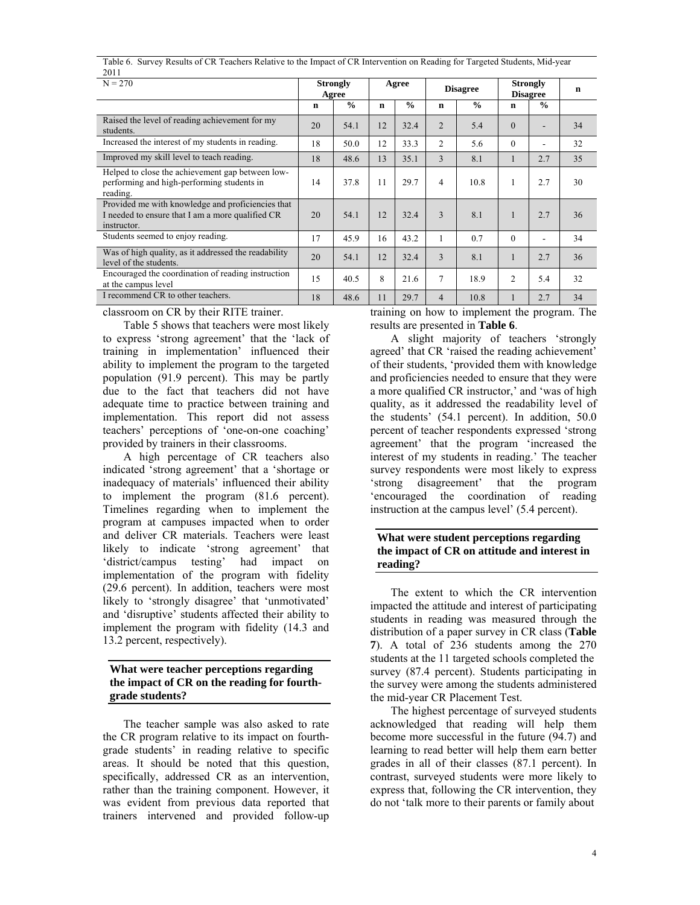Table 6. Survey Results of CR Teachers Relative to the Impact of CR Intervention on Reading for Targeted Students, Mid-year 2011

| N = 270 | Strongly Agree | | Agree | | Disagree | | Strongly Disagree | | n |
|---|---|---|---|---|---|---|---|---|---|
| | n | % | n | % | n | % | n | % | |
| Raised the level of reading achievement for my students. | 20 | 54.1 | 12 | 32.4 | 2 | 5.4 | 0 | - | 34 |
| Increased the interest of my students in reading. | 18 | 50.0 | 12 | 33.3 | 2 | 5.6 | 0 | - | 32 |
| Improved my skill level to teach reading. | 18 | 48.6 | 13 | 35.1 | 3 | 8.1 | 1 | 2.7 | 35 |
| Helped to close the achievement gap between low-performing and high-performing students in reading. | 14 | 37.8 | 11 | 29.7 | 4 | 10.8 | 1 | 2.7 | 30 |
| Provided me with knowledge and proficiencies that I needed to ensure that I am a more qualified CR instructor. | 20 | 54.1 | 12 | 32.4 | 3 | 8.1 | 1 | 2.7 | 36 |
| Students seemed to enjoy reading. | 17 | 45.9 | 16 | 43.2 | 1 | 0.7 | 0 | - | 34 |
| Was of high quality, as it addressed the readability level of the students. | 20 | 54.1 | 12 | 32.4 | 3 | 8.1 | 1 | 2.7 | 36 |
| Encouraged the coordination of reading instruction at the campus level | 15 | 40.5 | 8 | 21.6 | 7 | 18.9 | 2 | 5.4 | 32 |
| I recommend CR to other teachers. | 18 | 48.6 | 11 | 29.7 | 4 | 10.8 | 1 | 2.7 | 34 |

classroom on CR by their RITE trainer.

Table 5 shows that teachers were most likely to express 'strong agreement' that the 'lack of training in implementation' influenced their ability to implement the program to the targeted population (91.9 percent). This may be partly due to the fact that teachers did not have adequate time to practice between training and implementation. This report did not assess teachers' perceptions of 'one-on-one coaching' provided by trainers in their classrooms.

A high percentage of CR teachers also indicated 'strong agreement' that a 'shortage or inadequacy of materials' influenced their ability to implement the program (81.6 percent). Timelines regarding when to implement the program at campuses impacted when to order and deliver CR materials. Teachers were least likely to indicate 'strong agreement' that 'district/campus testing' had impact on implementation of the program with fidelity (29.6 percent). In addition, teachers were most likely to 'strongly disagree' that 'unmotivated' and 'disruptive' students affected their ability to implement the program with fidelity (14.3 and 13.2 percent, respectively).

### What were teacher perceptions regarding the impact of CR on the reading for fourth-grade students?

The teacher sample was also asked to rate the CR program relative to its impact on fourth-grade students' in reading relative to specific areas. It should be noted that this question, specifically, addressed CR as an intervention, rather than the training component. However, it was evident from previous data reported that trainers intervened and provided follow-up training on how to implement the program. The results are presented in **Table 6**.

A slight majority of teachers 'strongly agreed' that CR 'raised the reading achievement' of their students, 'provided them with knowledge and proficiencies needed to ensure that they were a more qualified CR instructor,' and 'was of high quality, as it addressed the readability level of the students' (54.1 percent). In addition, 50.0 percent of teacher respondents expressed 'strong agreement' that the program 'increased the interest of my students in reading.' The teacher survey respondents were most likely to express 'strong disagreement' that the program 'encouraged the coordination of reading instruction at the campus level' (5.4 percent).

### What were student perceptions regarding the impact of CR on attitude and interest in reading?

The extent to which the CR intervention impacted the attitude and interest of participating students in reading was measured through the distribution of a paper survey in CR class (**Table 7**). A total of 236 students among the 270 students at the 11 targeted schools completed the survey (87.4 percent). Students participating in the survey were among the students administered the mid-year CR Placement Test.

The highest percentage of surveyed students acknowledged that reading will help them become more successful in the future (94.7) and learning to read better will help them earn better grades in all of their classes (87.1 percent). In contrast, surveyed students were more likely to express that, following the CR intervention, they do not 'talk more to their parents or family about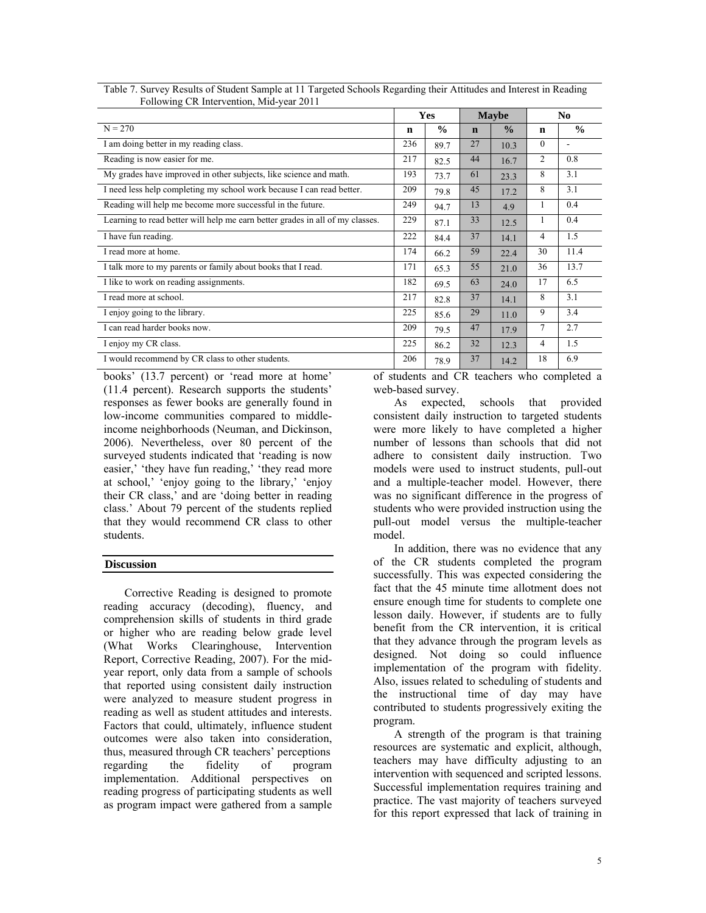Table 7. Survey Results of Student Sample at 11 Targeted Schools Regarding their Attitudes and Interest in Reading Following CR Intervention, Mid-year 2011

| | Yes | | Maybe | | No | |
|---|---|---|---|---|---|---|
| N = 270 | n | % | n | % | n | % |
| I am doing better in my reading class. | 236 | 89.7 | 27 | 10.3 | 0 | - |
| Reading is now easier for me. | 217 | 82.5 | 44 | 16.7 | 2 | 0.8 |
| My grades have improved in other subjects, like science and math. | 193 | 73.7 | 61 | 23.3 | 8 | 3.1 |
| I need less help completing my school work because I can read better. | 209 | 79.8 | 45 | 17.2 | 8 | 3.1 |
| Reading will help me become more successful in the future. | 249 | 94.7 | 13 | 4.9 | 1 | 0.4 |
| Learning to read better will help me earn better grades in all of my classes. | 229 | 87.1 | 33 | 12.5 | 1 | 0.4 |
| I have fun reading. | 222 | 84.4 | 37 | 14.1 | 4 | 1.5 |
| I read more at home. | 174 | 66.2 | 59 | 22.4 | 30 | 11.4 |
| I talk more to my parents or family about books that I read. | 171 | 65.3 | 55 | 21.0 | 36 | 13.7 |
| I like to work on reading assignments. | 182 | 69.5 | 63 | 24.0 | 17 | 6.5 |
| I read more at school. | 217 | 82.8 | 37 | 14.1 | 8 | 3.1 |
| I enjoy going to the library. | 225 | 85.6 | 29 | 11.0 | 9 | 3.4 |
| I can read harder books now. | 209 | 79.5 | 47 | 17.9 | 7 | 2.7 |
| I enjoy my CR class. | 225 | 86.2 | 32 | 12.3 | 4 | 1.5 |
| I would recommend by CR class to other students. | 206 | 78.9 | 37 | 14.2 | 18 | 6.9 |

books' (13.7 percent) or 'read more at home' (11.4 percent). Research supports the students' responses as fewer books are generally found in low-income communities compared to middle-income neighborhoods (Neuman, and Dickinson, 2006). Nevertheless, over 80 percent of the surveyed students indicated that 'reading is now easier,' 'they have fun reading,' 'they read more at school,' 'enjoy going to the library,' 'enjoy their CR class,' and are 'doing better in reading class.' About 79 percent of the students replied that they would recommend CR class to other students.

## Discussion

Corrective Reading is designed to promote reading accuracy (decoding), fluency, and comprehension skills of students in third grade or higher who are reading below grade level (What Works Clearinghouse, Intervention Report, Corrective Reading, 2007). For the mid-year report, only data from a sample of schools that reported using consistent daily instruction were analyzed to measure student progress in reading as well as student attitudes and interests. Factors that could, ultimately, influence student outcomes were also taken into consideration, thus, measured through CR teachers' perceptions regarding the fidelity of program implementation. Additional perspectives on reading progress of participating students as well as program impact were gathered from a sample of students and CR teachers who completed a web-based survey.

As expected, schools that provided consistent daily instruction to targeted students were more likely to have completed a higher number of lessons than schools that did not adhere to consistent daily instruction. Two models were used to instruct students, pull-out and a multiple-teacher model. However, there was no significant difference in the progress of students who were provided instruction using the pull-out model versus the multiple-teacher model.

In addition, there was no evidence that any of the CR students completed the program successfully. This was expected considering the fact that the 45 minute time allotment does not ensure enough time for students to complete one lesson daily. However, if students are to fully benefit from the CR intervention, it is critical that they advance through the program levels as designed. Not doing so could influence implementation of the program with fidelity. Also, issues related to scheduling of students and the instructional time of day may have contributed to students progressively exiting the program.

A strength of the program is that training resources are systematic and explicit, although, teachers may have difficulty adjusting to an intervention with sequenced and scripted lessons. Successful implementation requires training and practice. The vast majority of teachers surveyed for this report expressed that lack of training in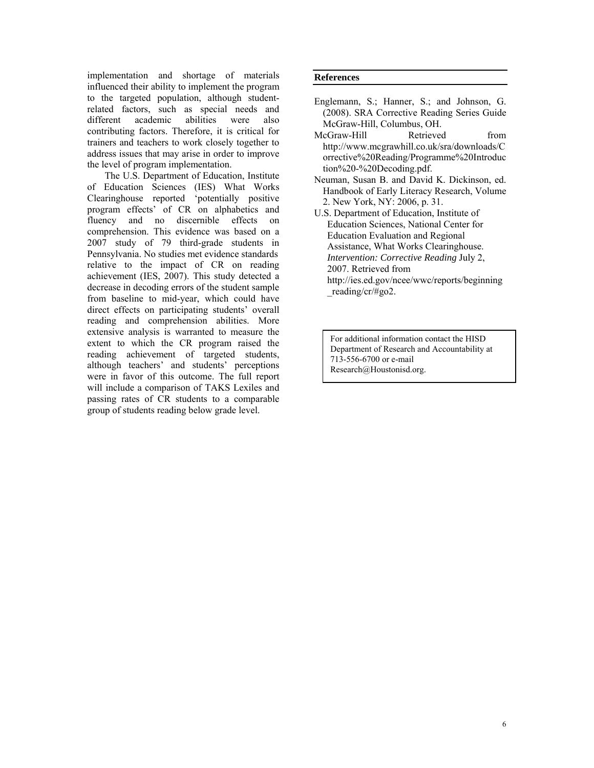implementation and shortage of materials influenced their ability to implement the program to the targeted population, although student-related factors, such as special needs and different academic abilities were also contributing factors. Therefore, it is critical for trainers and teachers to work closely together to address issues that may arise in order to improve the level of program implementation.

The U.S. Department of Education, Institute of Education Sciences (IES) What Works Clearinghouse reported 'potentially positive program effects' of CR on alphabetics and fluency and no discernible effects on comprehension. This evidence was based on a 2007 study of 79 third-grade students in Pennsylvania. No studies met evidence standards relative to the impact of CR on reading achievement (IES, 2007). This study detected a decrease in decoding errors of the student sample from baseline to mid-year, which could have direct effects on participating students' overall reading and comprehension abilities. More extensive analysis is warranted to measure the extent to which the CR program raised the reading achievement of targeted students, although teachers' and students' perceptions were in favor of this outcome. The full report will include a comparison of TAKS Lexiles and passing rates of CR students to a comparable group of students reading below grade level.

## References

Englemann, S.; Hanner, S.; and Johnson, G. (2008). SRA Corrective Reading Series Guide McGraw-Hill, Columbus, OH.

McGraw-Hill Retrieved from http://www.mcgrawhill.co.uk/sra/downloads/Corrective%20Reading/Programme%20Introduction%20-%20Decoding.pdf.

Neuman, Susan B. and David K. Dickinson, ed. Handbook of Early Literacy Research, Volume 2. New York, NY: 2006, p. 31.

U.S. Department of Education, Institute of Education Sciences, National Center for Education Evaluation and Regional Assistance, What Works Clearinghouse. *Intervention: Corrective Reading* July 2, 2007. Retrieved from http://ies.ed.gov/ncee/wwc/reports/beginning_reading/cr/#go2.

For additional information contact the HISD Department of Research and Accountability at 713-556-6700 or e-mail Research@Houstonisd.org.